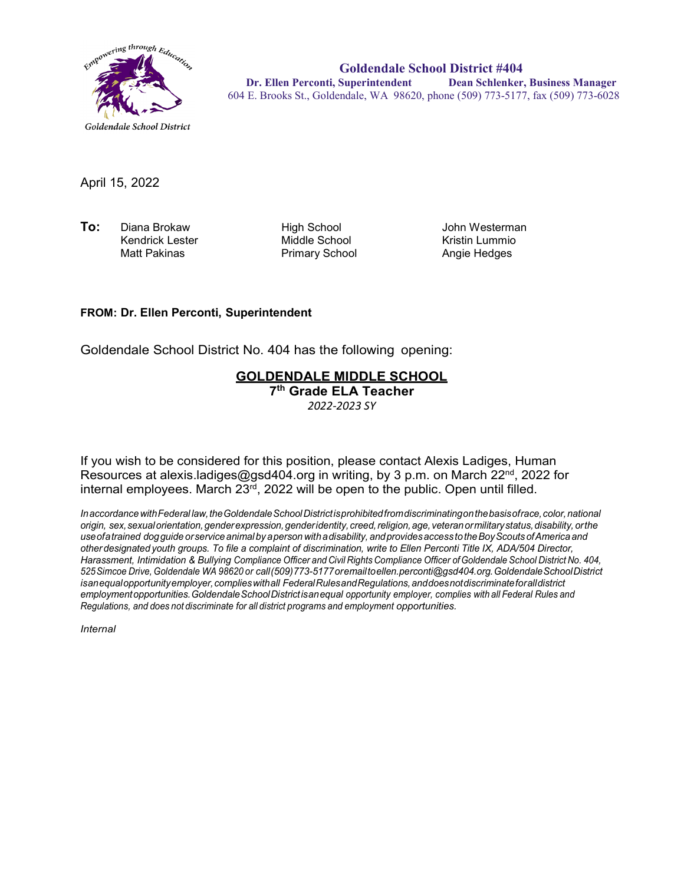Empowering through Education

Goldendale School District

**Goldendale School District #404**

**Dr. Ellen Perconti, Superintendent** **Dean Schlenker, Business Manager**

604 E. Brooks St., Goldendale, WA 98620, phone (509) 773-5177, fax (509) 773-6028

April 15, 2022

| **To:** | | | |
|---|---|---|---|
| | Diana Brokaw | High School | John Westerman |
| | Kendrick Lester | Middle School | Kristin Lummio |
| | Matt Pakinas | Primary School | Angie Hedges |

**FROM: Dr. Ellen Perconti, Superintendent**

Goldendale School District No. 404 has the following opening:

**GOLDENDALE MIDDLE SCHOOL**

**7th Grade ELA Teacher**

*2022-2023 SY*

If you wish to be considered for this position, please contact Alexis Ladiges, Human Resources at alexis.ladiges@gsd404.org in writing, by 3 p.m. on March 22nd, 2022 for internal employees. March 23rd, 2022 will be open to the public. Open until filled.

*In accordance with Federal law, the Goldendale School District is prohibited from discriminating on the basis of race, color, national origin, sex, sexual orientation, gender expression, gender identity, creed, religion, age, veteran or military status, disability, or the use of a trained dog guide or service animal by a person with a disability, and provides access to the Boy Scouts of America and other designated youth groups. To file a complaint of discrimination, write to Ellen Perconti Title IX, ADA/504 Director, Harassment, Intimidation & Bullying Compliance Officer and Civil Rights Compliance Officer of Goldendale School District No. 404, 525 Simcoe Drive, Goldendale WA 98620 or call (509) 773-5177 or email to ellen.perconti@gsd404.org. Goldendale School District is an equal opportunity employer, complies with all Federal Rules and Regulations, and does not discriminate for all district employment opportunities. Goldendale School District is an equal opportunity employer, complies with all Federal Rules and Regulations, and does not discriminate for all district programs and employment opportunities.*

*Internal*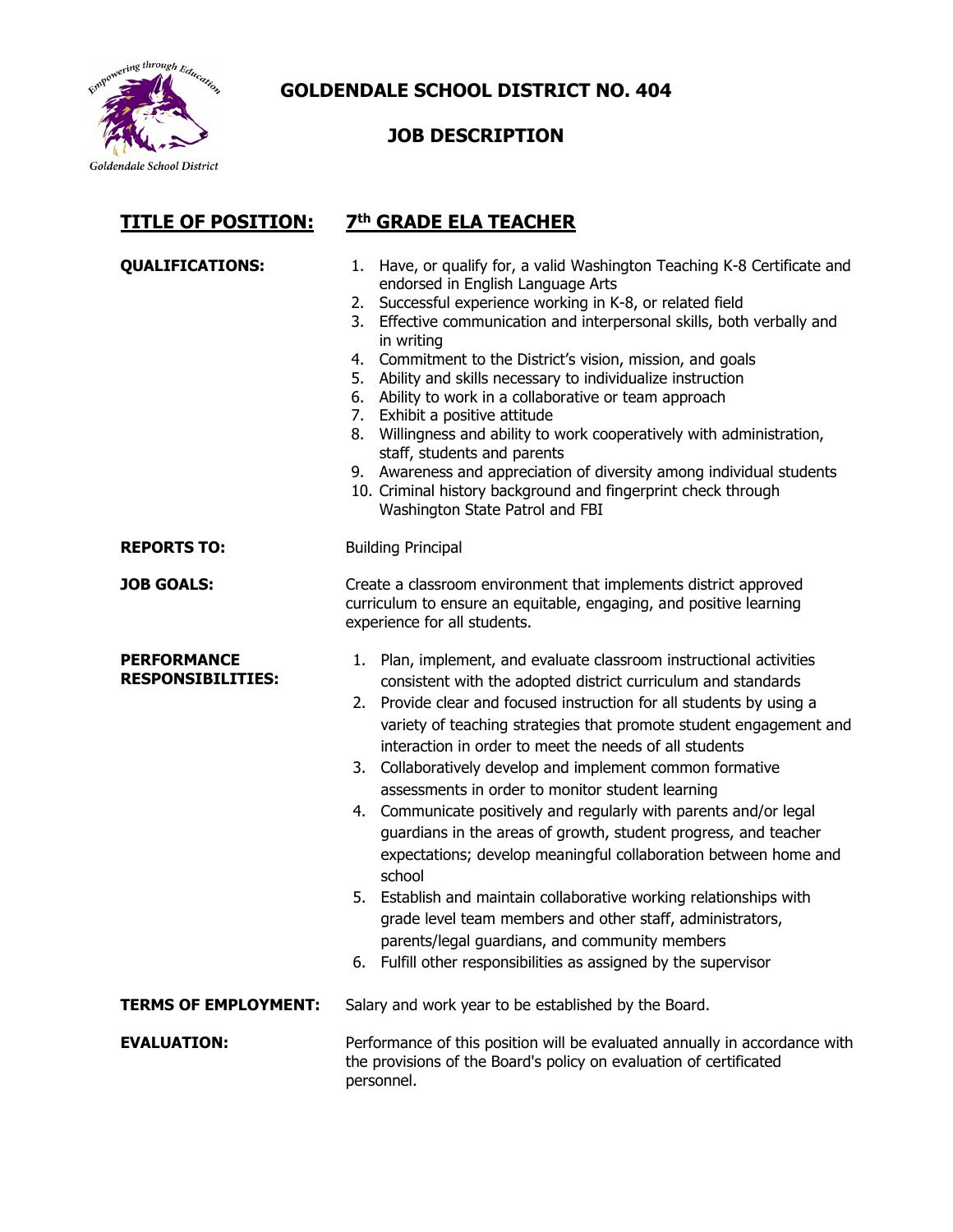# GOLDENDALE SCHOOL DISTRICT NO. 404

## JOB DESCRIPTION

**TITLE OF POSITION:** **7th GRADE ELA TEACHER**

**QUALIFICATIONS:**

1. Have, or qualify for, a valid Washington Teaching K-8 Certificate and endorsed in English Language Arts
2. Successful experience working in K-8, or related field
3. Effective communication and interpersonal skills, both verbally and in writing
4. Commitment to the District's vision, mission, and goals
5. Ability and skills necessary to individualize instruction
6. Ability to work in a collaborative or team approach
7. Exhibit a positive attitude
8. Willingness and ability to work cooperatively with administration, staff, students and parents
9. Awareness and appreciation of diversity among individual students
10. Criminal history background and fingerprint check through Washington State Patrol and FBI

**REPORTS TO:** Building Principal

**JOB GOALS:** Create a classroom environment that implements district approved curriculum to ensure an equitable, engaging, and positive learning experience for all students.

**PERFORMANCE RESPONSIBILITIES:**

1. Plan, implement, and evaluate classroom instructional activities consistent with the adopted district curriculum and standards
2. Provide clear and focused instruction for all students by using a variety of teaching strategies that promote student engagement and interaction in order to meet the needs of all students
3. Collaboratively develop and implement common formative assessments in order to monitor student learning
4. Communicate positively and regularly with parents and/or legal guardians in the areas of growth, student progress, and teacher expectations; develop meaningful collaboration between home and school
5. Establish and maintain collaborative working relationships with grade level team members and other staff, administrators, parents/legal guardians, and community members
6. Fulfill other responsibilities as assigned by the supervisor

**TERMS OF EMPLOYMENT:** Salary and work year to be established by the Board.

**EVALUATION:** Performance of this position will be evaluated annually in accordance with the provisions of the Board's policy on evaluation of certificated personnel.